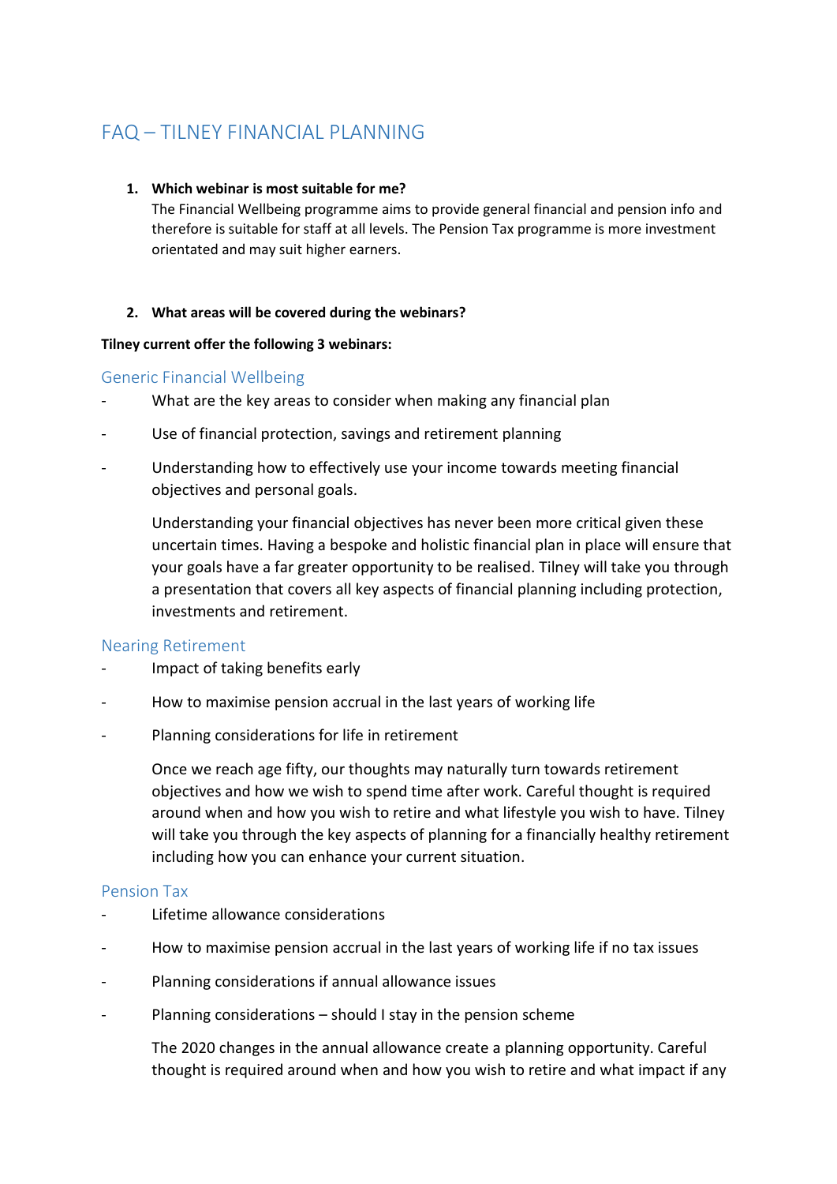# FAQ – TILNEY FINANCIAL PLANNING

1. **Which webinar is most suitable for me?**
   The Financial Wellbeing programme aims to provide general financial and pension info and therefore is suitable for staff at all levels. The Pension Tax programme is more investment orientated and may suit higher earners.

2. **What areas will be covered during the webinars?**

**Tilney current offer the following 3 webinars:**

## Generic Financial Wellbeing

- What are the key areas to consider when making any financial plan
- Use of financial protection, savings and retirement planning
- Understanding how to effectively use your income towards meeting financial objectives and personal goals.

  Understanding your financial objectives has never been more critical given these uncertain times. Having a bespoke and holistic financial plan in place will ensure that your goals have a far greater opportunity to be realised. Tilney will take you through a presentation that covers all key aspects of financial planning including protection, investments and retirement.

## Nearing Retirement

- Impact of taking benefits early
- How to maximise pension accrual in the last years of working life
- Planning considerations for life in retirement

  Once we reach age fifty, our thoughts may naturally turn towards retirement objectives and how we wish to spend time after work. Careful thought is required around when and how you wish to retire and what lifestyle you wish to have. Tilney will take you through the key aspects of planning for a financially healthy retirement including how you can enhance your current situation.

## Pension Tax

- Lifetime allowance considerations
- How to maximise pension accrual in the last years of working life if no tax issues
- Planning considerations if annual allowance issues
- Planning considerations – should I stay in the pension scheme

  The 2020 changes in the annual allowance create a planning opportunity. Careful thought is required around when and how you wish to retire and what impact if any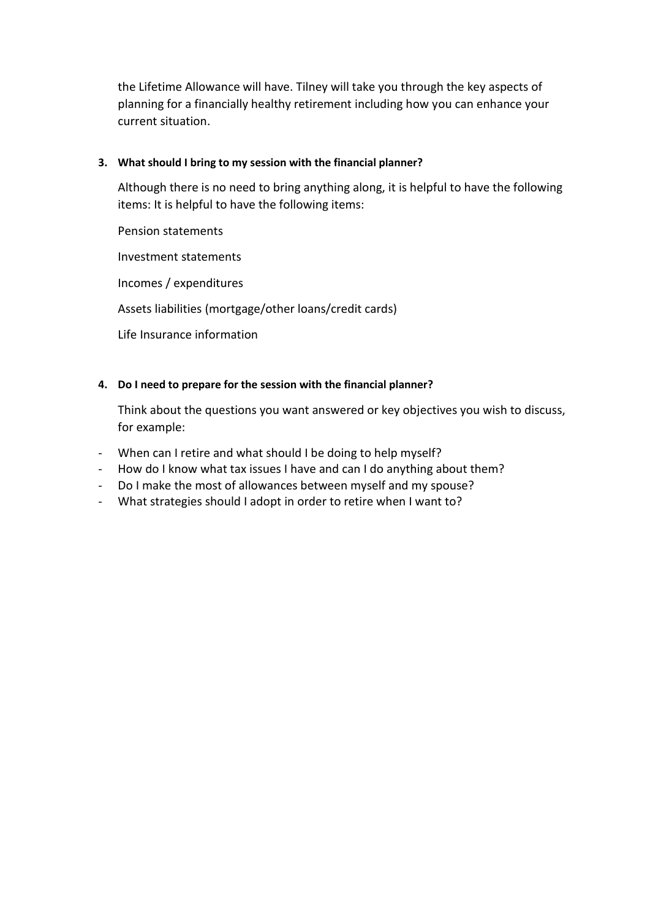the Lifetime Allowance will have. Tilney will take you through the key aspects of planning for a financially healthy retirement including how you can enhance your current situation.

**3. What should I bring to my session with the financial planner?**

Although there is no need to bring anything along, it is helpful to have the following items: It is helpful to have the following items:

Pension statements

Investment statements

Incomes / expenditures

Assets liabilities (mortgage/other loans/credit cards)

Life Insurance information

**4. Do I need to prepare for the session with the financial planner?**

Think about the questions you want answered or key objectives you wish to discuss, for example:

- When can I retire and what should I be doing to help myself?
- How do I know what tax issues I have and can I do anything about them?
- Do I make the most of allowances between myself and my spouse?
- What strategies should I adopt in order to retire when I want to?